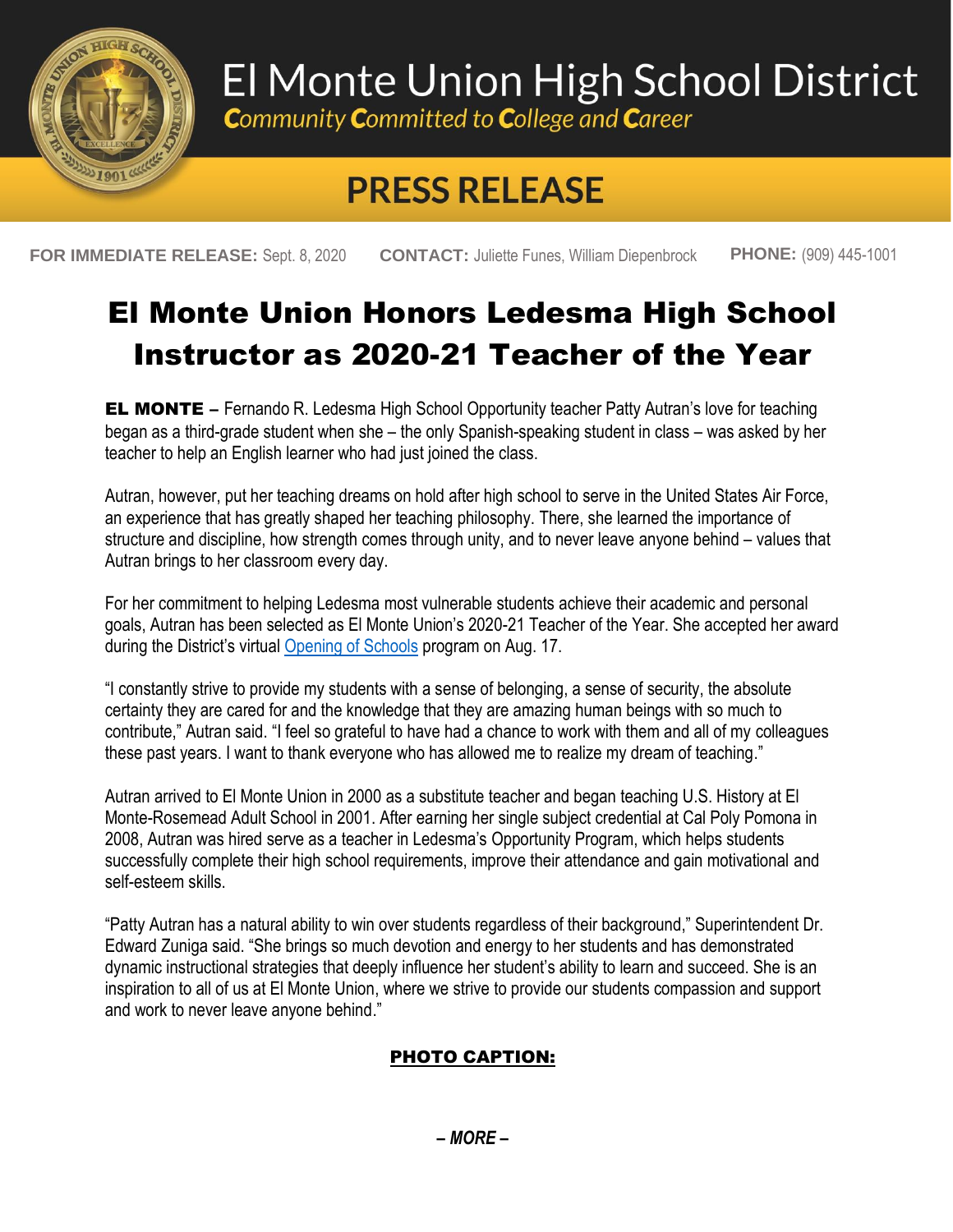# El Monte Union High School District

*Community Committed to College and Career*

## PRESS RELEASE

**FOR IMMEDIATE RELEASE:** Sept. 8, 2020 **CONTACT:** Juliette Funes, William Diepenbrock **PHONE:** (909) 445-1001

# El Monte Union Honors Ledesma High School Instructor as 2020-21 Teacher of the Year

**EL MONTE –** Fernando R. Ledesma High School Opportunity teacher Patty Autran's love for teaching began as a third-grade student when she – the only Spanish-speaking student in class – was asked by her teacher to help an English learner who had just joined the class.

Autran, however, put her teaching dreams on hold after high school to serve in the United States Air Force, an experience that has greatly shaped her teaching philosophy. There, she learned the importance of structure and discipline, how strength comes through unity, and to never leave anyone behind – values that Autran brings to her classroom every day.

For her commitment to helping Ledesma most vulnerable students achieve their academic and personal goals, Autran has been selected as El Monte Union's 2020-21 Teacher of the Year. She accepted her award during the District's virtual Opening of Schools program on Aug. 17.

"I constantly strive to provide my students with a sense of belonging, a sense of security, the absolute certainty they are cared for and the knowledge that they are amazing human beings with so much to contribute," Autran said. "I feel so grateful to have had a chance to work with them and all of my colleagues these past years. I want to thank everyone who has allowed me to realize my dream of teaching."

Autran arrived to El Monte Union in 2000 as a substitute teacher and began teaching U.S. History at El Monte-Rosemead Adult School in 2001. After earning her single subject credential at Cal Poly Pomona in 2008, Autran was hired serve as a teacher in Ledesma's Opportunity Program, which helps students successfully complete their high school requirements, improve their attendance and gain motivational and self-esteem skills.

"Patty Autran has a natural ability to win over students regardless of their background," Superintendent Dr. Edward Zuniga said. "She brings so much devotion and energy to her students and has demonstrated dynamic instructional strategies that deeply influence her student's ability to learn and succeed. She is an inspiration to all of us at El Monte Union, where we strive to provide our students compassion and support and work to never leave anyone behind."

**PHOTO CAPTION:**

***– MORE –***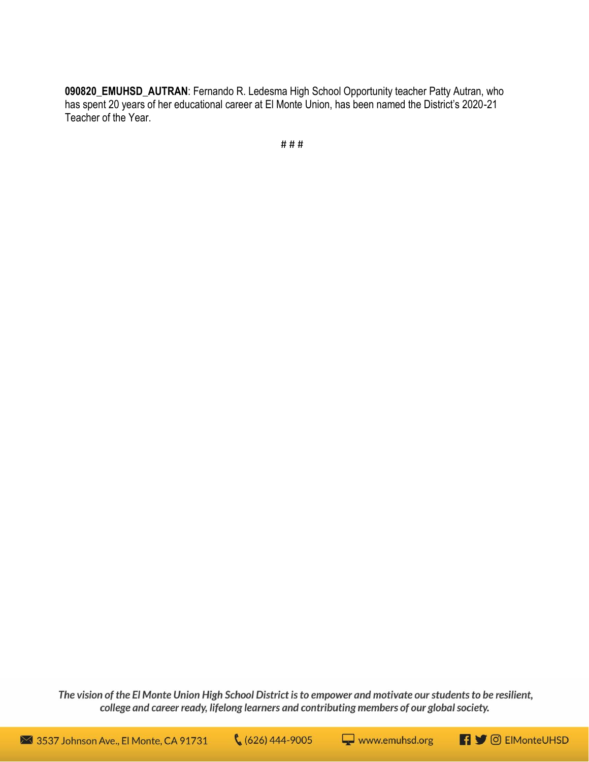**090820_EMUHSD_AUTRAN**: Fernando R. Ledesma High School Opportunity teacher Patty Autran, who has spent 20 years of her educational career at El Monte Union, has been named the District's 2020-21 Teacher of the Year.

# # #

*The vision of the El Monte Union High School District is to empower and motivate our students to be resilient, college and career ready, lifelong learners and contributing members of our global society.*

3537 Johnson Ave., El Monte, CA 91731 | (626) 444-9005 | www.emuhsd.org | ElMonteUHSD